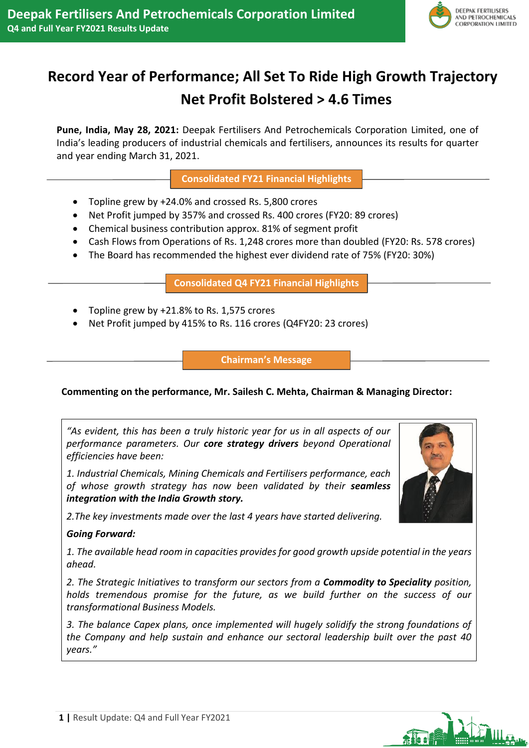# Record Year of Performance; All Set To Ride High Growth Trajectory

## Net Profit Bolstered > 4.6 Times

**Pune, India, May 28, 2021:** Deepak Fertilisers And Petrochemicals Corporation Limited, one of India's leading producers of industrial chemicals and fertilisers, announces its results for quarter and year ending March 31, 2021.

### Consolidated FY21 Financial Highlights

- Topline grew by +24.0% and crossed Rs. 5,800 crores
- Net Profit jumped by 357% and crossed Rs. 400 crores (FY20: 89 crores)
- Chemical business contribution approx. 81% of segment profit
- Cash Flows from Operations of Rs. 1,248 crores more than doubled (FY20: Rs. 578 crores)
- The Board has recommended the highest ever dividend rate of 75% (FY20: 30%)

### Consolidated Q4 FY21 Financial Highlights

- Topline grew by +21.8% to Rs. 1,575 crores
- Net Profit jumped by 415% to Rs. 116 crores (Q4FY20: 23 crores)

### Chairman's Message

**Commenting on the performance, Mr. Sailesh C. Mehta, Chairman & Managing Director:**

*"As evident, this has been a truly historic year for us in all aspects of our performance parameters. Our* ***core strategy drivers*** *beyond Operational efficiencies have been:*

*1. Industrial Chemicals, Mining Chemicals and Fertilisers performance, each of whose growth strategy has now been validated by their* ***seamless integration with the India Growth story.***

*2. The key investments made over the last 4 years have started delivering.*

***Going Forward:***

*1. The available head room in capacities provides for good growth upside potential in the years ahead.*

*2. The Strategic Initiatives to transform our sectors from a* ***Commodity to Speciality*** *position, holds tremendous promise for the future, as we build further on the success of our transformational Business Models.*

*3. The balance Capex plans, once implemented will hugely solidify the strong foundations of the Company and help sustain and enhance our sectoral leadership built over the past 40 years."*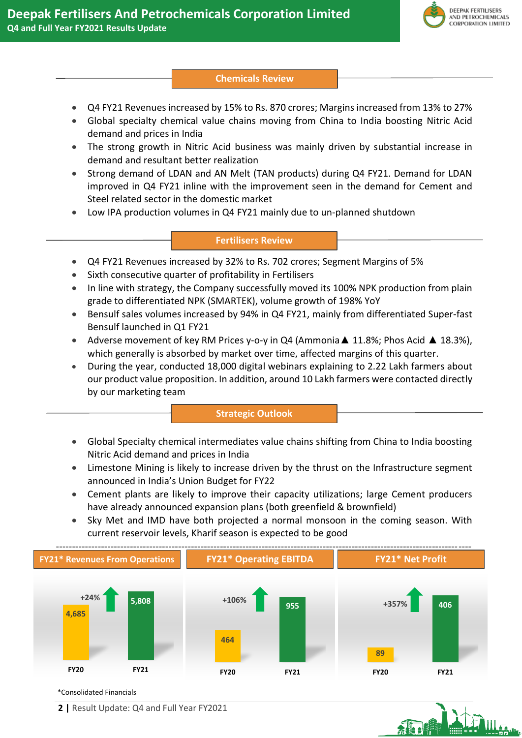## Chemicals Review

- Q4 FY21 Revenues increased by 15% to Rs. 870 crores; Margins increased from 13% to 27%
- Global specialty chemical value chains moving from China to India boosting Nitric Acid demand and prices in India
- The strong growth in Nitric Acid business was mainly driven by substantial increase in demand and resultant better realization
- Strong demand of LDAN and AN Melt (TAN products) during Q4 FY21. Demand for LDAN improved in Q4 FY21 inline with the improvement seen in the demand for Cement and Steel related sector in the domestic market
- Low IPA production volumes in Q4 FY21 mainly due to un-planned shutdown

## Fertilisers Review

- Q4 FY21 Revenues increased by 32% to Rs. 702 crores; Segment Margins of 5%
- Sixth consecutive quarter of profitability in Fertilisers
- In line with strategy, the Company successfully moved its 100% NPK production from plain grade to differentiated NPK (SMARTEK), volume growth of 198% YoY
- Bensulf sales volumes increased by 94% in Q4 FY21, mainly from differentiated Super-fast Bensulf launched in Q1 FY21
- Adverse movement of key RM Prices y-o-y in Q4 (Ammonia ▲ 11.8%; Phos Acid ▲ 18.3%), which generally is absorbed by market over time, affected margins of this quarter.
- During the year, conducted 18,000 digital webinars explaining to 2.22 Lakh farmers about our product value proposition. In addition, around 10 Lakh farmers were contacted directly by our marketing team

## Strategic Outlook

- Global Specialty chemical intermediates value chains shifting from China to India boosting Nitric Acid demand and prices in India
- Limestone Mining is likely to increase driven by the thrust on the Infrastructure segment announced in India's Union Budget for FY22
- Cement plants are likely to improve their capacity utilizations; large Cement producers have already announced expansion plans (both greenfield & brownfield)
- Sky Met and IMD have both projected a normal monsoon in the coming season. With current reservoir levels, Kharif season is expected to be good

| | FY20 | FY21 | Growth |
|---|---|---|---|
| FY21* Revenues From Operations | 4,685 | 5,808 | +24% |
| FY21* Operating EBITDA | 464 | 955 | +106% |
| FY21* Net Profit | 89 | 406 | +357% |

*Consolidated Financials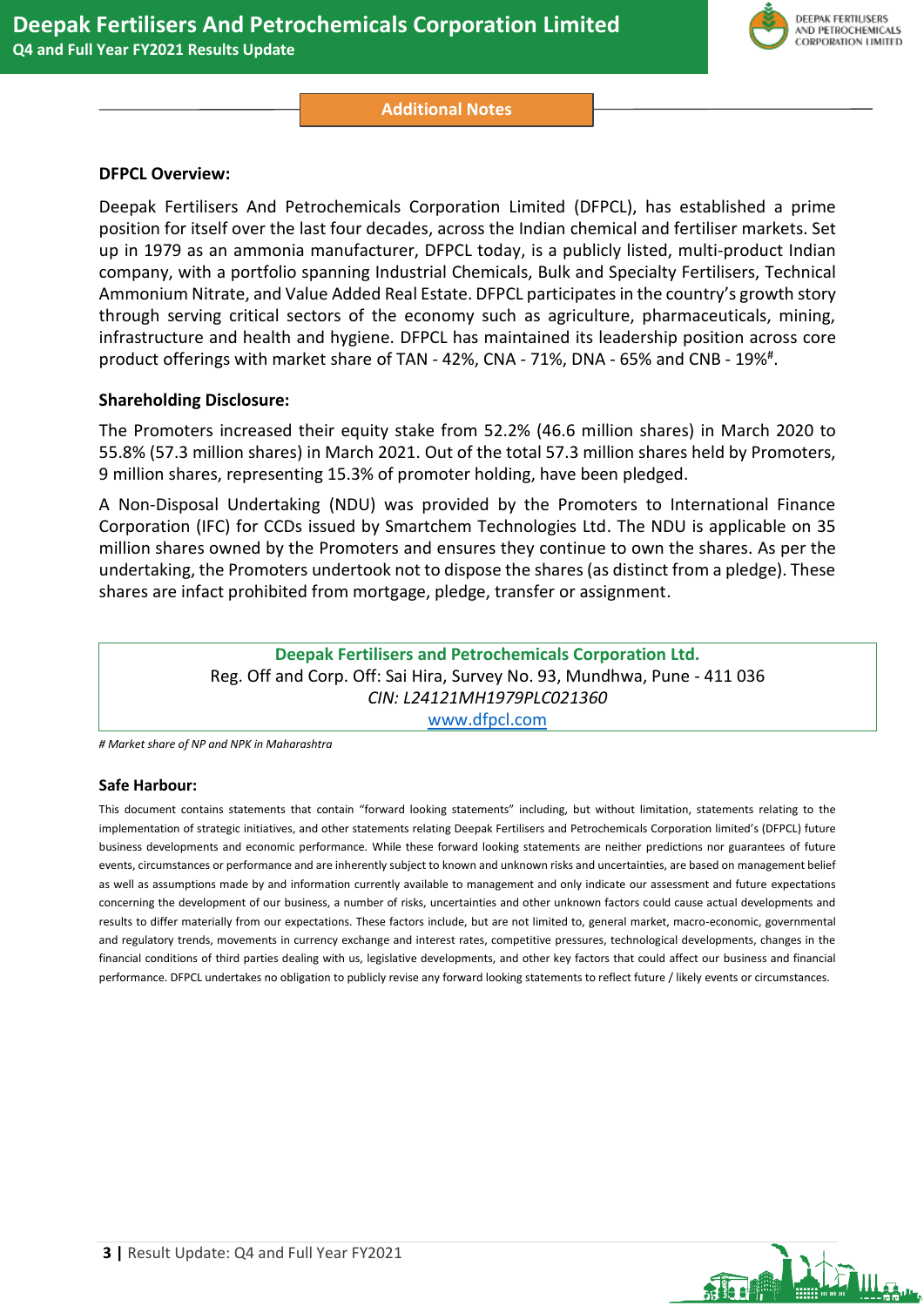## Additional Notes

**DFPCL Overview:**

Deepak Fertilisers And Petrochemicals Corporation Limited (DFPCL), has established a prime position for itself over the last four decades, across the Indian chemical and fertiliser markets. Set up in 1979 as an ammonia manufacturer, DFPCL today, is a publicly listed, multi-product Indian company, with a portfolio spanning Industrial Chemicals, Bulk and Specialty Fertilisers, Technical Ammonium Nitrate, and Value Added Real Estate. DFPCL participates in the country's growth story through serving critical sectors of the economy such as agriculture, pharmaceuticals, mining, infrastructure and health and hygiene. DFPCL has maintained its leadership position across core product offerings with market share of TAN - 42%, CNA - 71%, DNA - 65% and CNB - 19%[#].

**Shareholding Disclosure:**

The Promoters increased their equity stake from 52.2% (46.6 million shares) in March 2020 to 55.8% (57.3 million shares) in March 2021. Out of the total 57.3 million shares held by Promoters, 9 million shares, representing 15.3% of promoter holding, have been pledged.

A Non-Disposal Undertaking (NDU) was provided by the Promoters to International Finance Corporation (IFC) for CCDs issued by Smartchem Technologies Ltd. The NDU is applicable on 35 million shares owned by the Promoters and ensures they continue to own the shares. As per the undertaking, the Promoters undertook not to dispose the shares (as distinct from a pledge). These shares are infact prohibited from mortgage, pledge, transfer or assignment.

**Deepak Fertilisers and Petrochemicals Corporation Ltd.**
Reg. Off and Corp. Off: Sai Hira, Survey No. 93, Mundhwa, Pune - 411 036
*CIN: L24121MH1979PLC021360*
www.dfpcl.com

*# Market share of NP and NPK in Maharashtra*

**Safe Harbour:**

This document contains statements that contain "forward looking statements" including, but without limitation, statements relating to the implementation of strategic initiatives, and other statements relating Deepak Fertilisers and Petrochemicals Corporation limited's (DFPCL) future business developments and economic performance. While these forward looking statements are neither predictions nor guarantees of future events, circumstances or performance and are inherently subject to known and unknown risks and uncertainties, are based on management belief as well as assumptions made by and information currently available to management and only indicate our assessment and future expectations concerning the development of our business, a number of risks, uncertainties and other unknown factors could cause actual developments and results to differ materially from our expectations. These factors include, but are not limited to, general market, macro-economic, governmental and regulatory trends, movements in currency exchange and interest rates, competitive pressures, technological developments, changes in the financial conditions of third parties dealing with us, legislative developments, and other key factors that could affect our business and financial performance. DFPCL undertakes no obligation to publicly revise any forward looking statements to reflect future / likely events or circumstances.